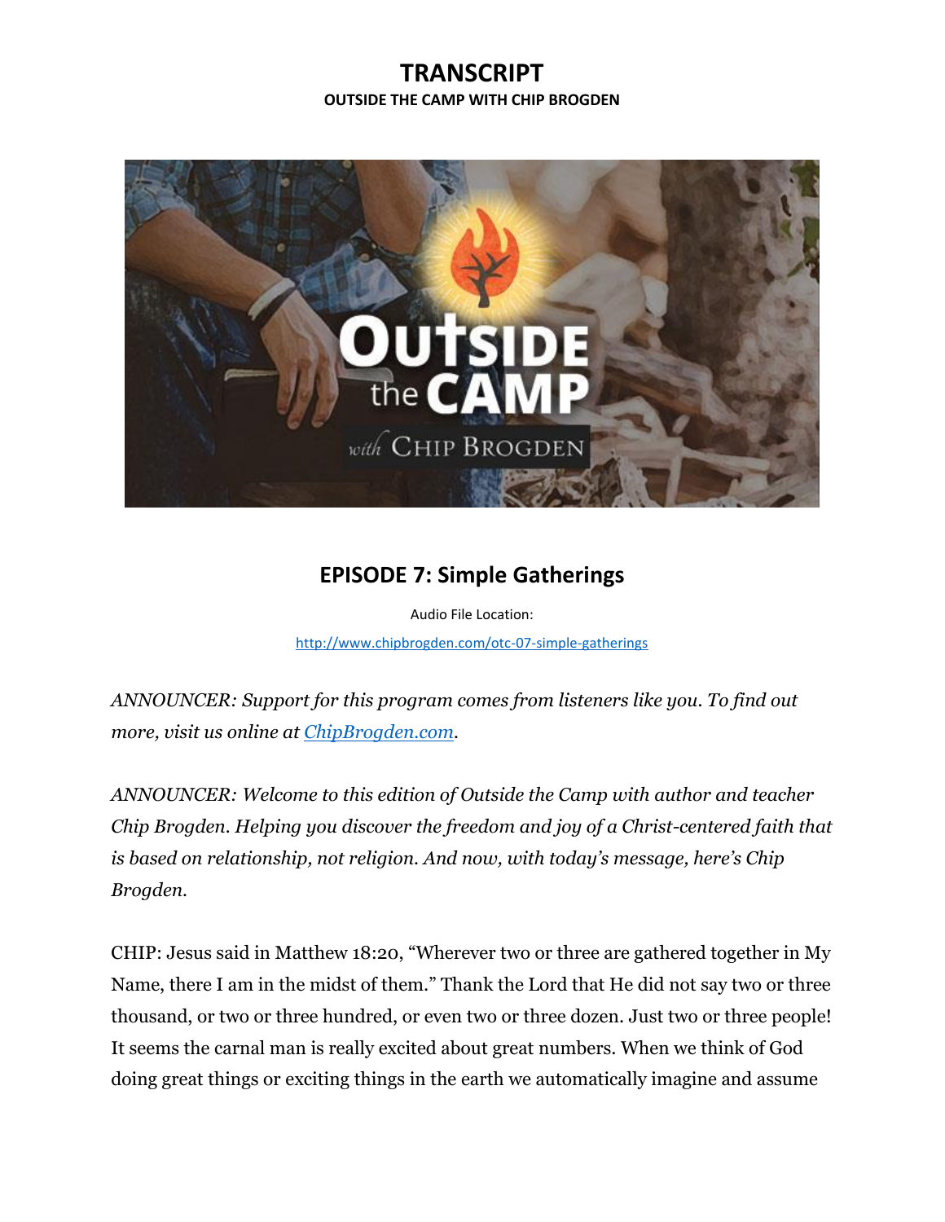# TRANSCRIPT

**OUTSIDE THE CAMP WITH CHIP BROGDEN**

## EPISODE 7: Simple Gatherings

Audio File Location:

http://www.chipbrogden.com/otc-07-simple-gatherings

*ANNOUNCER: Support for this program comes from listeners like you. To find out more, visit us online at ChipBrogden.com.*

*ANNOUNCER: Welcome to this edition of Outside the Camp with author and teacher Chip Brogden. Helping you discover the freedom and joy of a Christ-centered faith that is based on relationship, not religion. And now, with today's message, here's Chip Brogden.*

CHIP: Jesus said in Matthew 18:20, "Wherever two or three are gathered together in My Name, there I am in the midst of them." Thank the Lord that He did not say two or three thousand, or two or three hundred, or even two or three dozen. Just two or three people! It seems the carnal man is really excited about great numbers. When we think of God doing great things or exciting things in the earth we automatically imagine and assume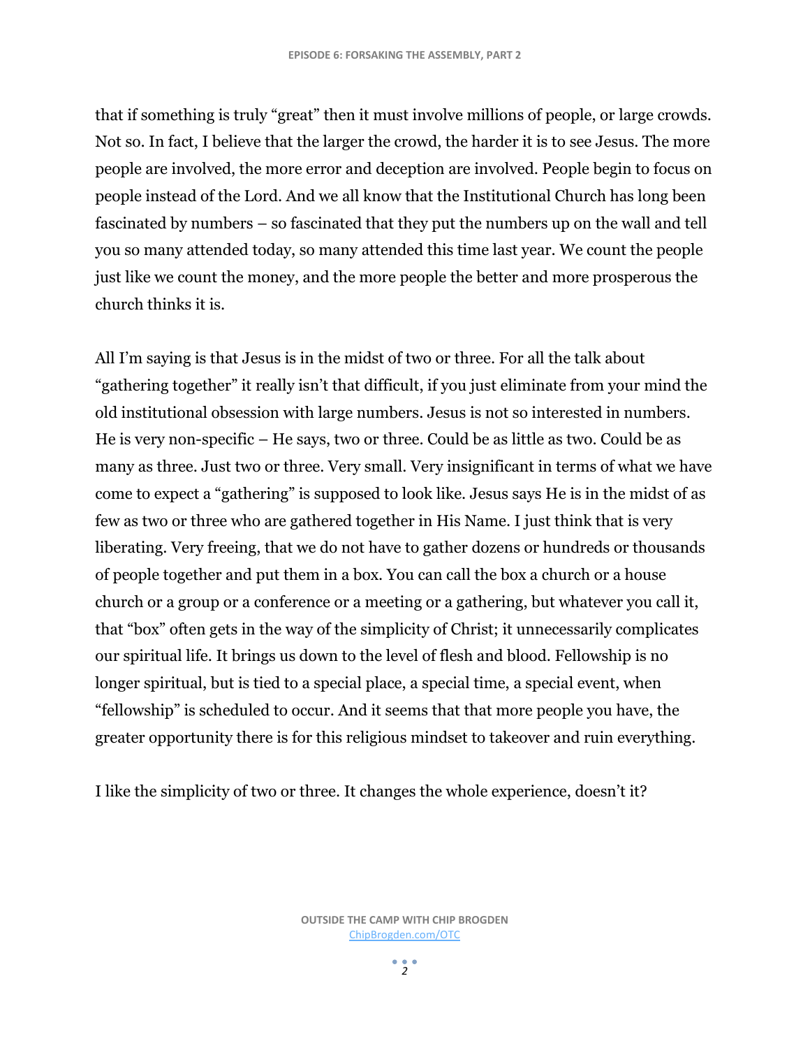that if something is truly "great" then it must involve millions of people, or large crowds. Not so. In fact, I believe that the larger the crowd, the harder it is to see Jesus. The more people are involved, the more error and deception are involved. People begin to focus on people instead of the Lord. And we all know that the Institutional Church has long been fascinated by numbers – so fascinated that they put the numbers up on the wall and tell you so many attended today, so many attended this time last year. We count the people just like we count the money, and the more people the better and more prosperous the church thinks it is.

All I'm saying is that Jesus is in the midst of two or three. For all the talk about "gathering together" it really isn't that difficult, if you just eliminate from your mind the old institutional obsession with large numbers. Jesus is not so interested in numbers. He is very non-specific – He says, two or three. Could be as little as two. Could be as many as three. Just two or three. Very small. Very insignificant in terms of what we have come to expect a "gathering" is supposed to look like. Jesus says He is in the midst of as few as two or three who are gathered together in His Name. I just think that is very liberating. Very freeing, that we do not have to gather dozens or hundreds or thousands of people together and put them in a box. You can call the box a church or a house church or a group or a conference or a meeting or a gathering, but whatever you call it, that "box" often gets in the way of the simplicity of Christ; it unnecessarily complicates our spiritual life. It brings us down to the level of flesh and blood. Fellowship is no longer spiritual, but is tied to a special place, a special time, a special event, when "fellowship" is scheduled to occur. And it seems that that more people you have, the greater opportunity there is for this religious mindset to takeover and ruin everything.

I like the simplicity of two or three. It changes the whole experience, doesn't it?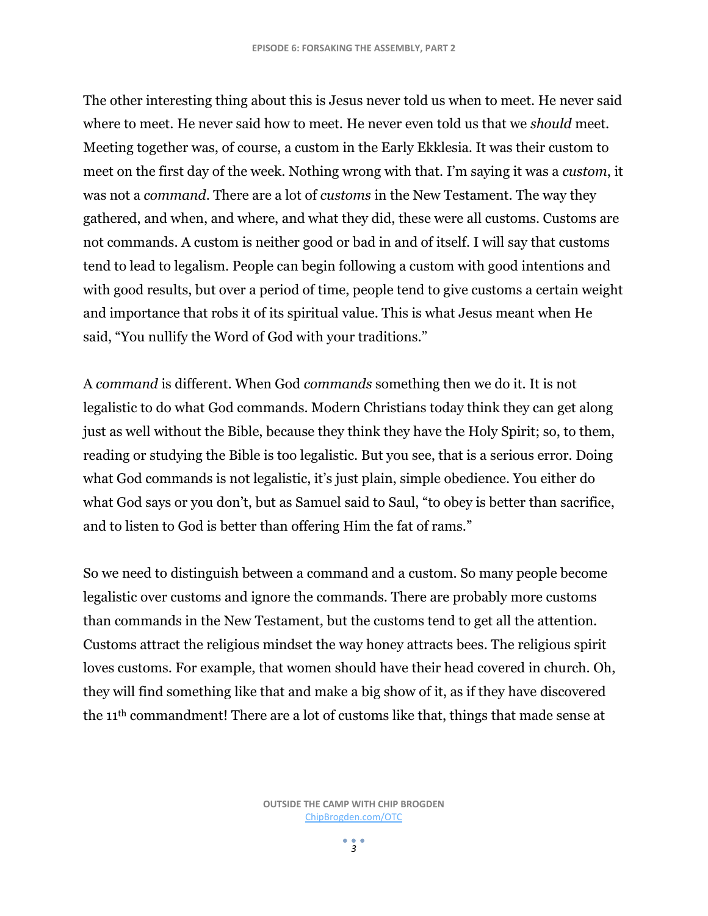The other interesting thing about this is Jesus never told us when to meet. He never said where to meet. He never said how to meet. He never even told us that we *should* meet. Meeting together was, of course, a custom in the Early Ekklesia. It was their custom to meet on the first day of the week. Nothing wrong with that. I'm saying it was a *custom*, it was not a *command*. There are a lot of *customs* in the New Testament. The way they gathered, and when, and where, and what they did, these were all customs. Customs are not commands. A custom is neither good or bad in and of itself. I will say that customs tend to lead to legalism. People can begin following a custom with good intentions and with good results, but over a period of time, people tend to give customs a certain weight and importance that robs it of its spiritual value. This is what Jesus meant when He said, "You nullify the Word of God with your traditions."

A *command* is different. When God *commands* something then we do it. It is not legalistic to do what God commands. Modern Christians today think they can get along just as well without the Bible, because they think they have the Holy Spirit; so, to them, reading or studying the Bible is too legalistic. But you see, that is a serious error. Doing what God commands is not legalistic, it's just plain, simple obedience. You either do what God says or you don't, but as Samuel said to Saul, "to obey is better than sacrifice, and to listen to God is better than offering Him the fat of rams."

So we need to distinguish between a command and a custom. So many people become legalistic over customs and ignore the commands. There are probably more customs than commands in the New Testament, but the customs tend to get all the attention. Customs attract the religious mindset the way honey attracts bees. The religious spirit loves customs. For example, that women should have their head covered in church. Oh, they will find something like that and make a big show of it, as if they have discovered the 11th commandment! There are a lot of customs like that, things that made sense at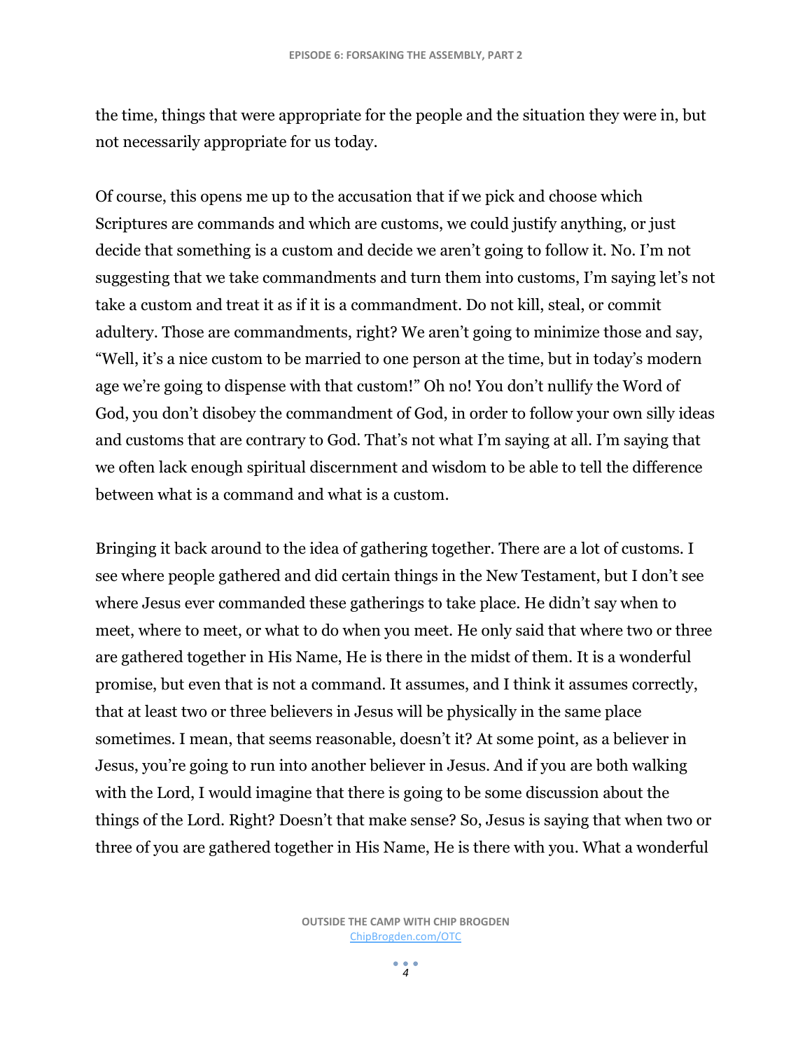the time, things that were appropriate for the people and the situation they were in, but not necessarily appropriate for us today.

Of course, this opens me up to the accusation that if we pick and choose which Scriptures are commands and which are customs, we could justify anything, or just decide that something is a custom and decide we aren't going to follow it. No. I'm not suggesting that we take commandments and turn them into customs, I'm saying let's not take a custom and treat it as if it is a commandment. Do not kill, steal, or commit adultery. Those are commandments, right? We aren't going to minimize those and say, "Well, it's a nice custom to be married to one person at the time, but in today's modern age we're going to dispense with that custom!" Oh no! You don't nullify the Word of God, you don't disobey the commandment of God, in order to follow your own silly ideas and customs that are contrary to God. That's not what I'm saying at all. I'm saying that we often lack enough spiritual discernment and wisdom to be able to tell the difference between what is a command and what is a custom.

Bringing it back around to the idea of gathering together. There are a lot of customs. I see where people gathered and did certain things in the New Testament, but I don't see where Jesus ever commanded these gatherings to take place. He didn't say when to meet, where to meet, or what to do when you meet. He only said that where two or three are gathered together in His Name, He is there in the midst of them. It is a wonderful promise, but even that is not a command. It assumes, and I think it assumes correctly, that at least two or three believers in Jesus will be physically in the same place sometimes. I mean, that seems reasonable, doesn't it? At some point, as a believer in Jesus, you're going to run into another believer in Jesus. And if you are both walking with the Lord, I would imagine that there is going to be some discussion about the things of the Lord. Right? Doesn't that make sense? So, Jesus is saying that when two or three of you are gathered together in His Name, He is there with you. What a wonderful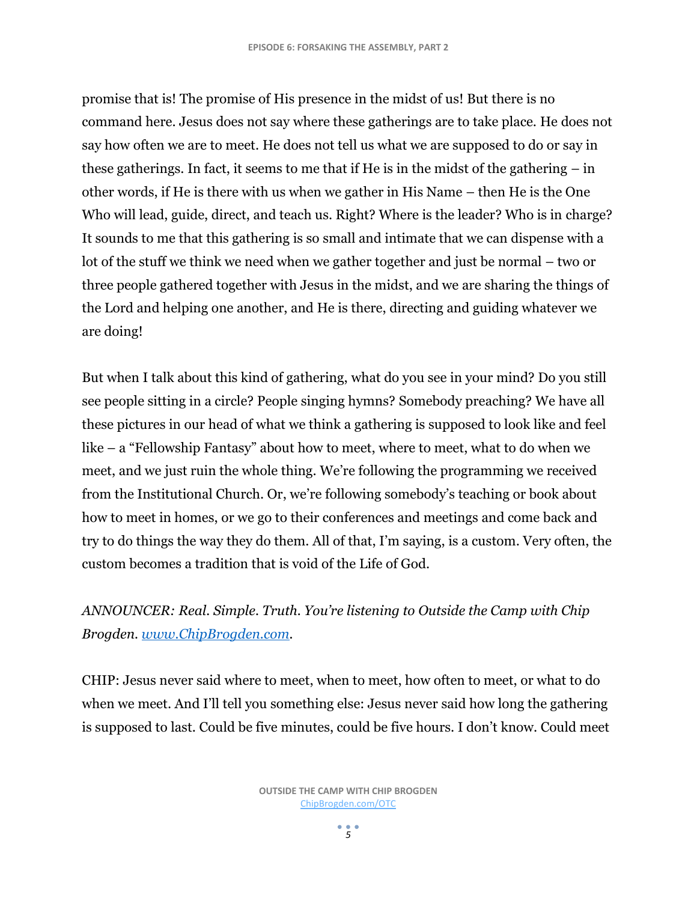promise that is! The promise of His presence in the midst of us! But there is no command here. Jesus does not say where these gatherings are to take place. He does not say how often we are to meet. He does not tell us what we are supposed to do or say in these gatherings. In fact, it seems to me that if He is in the midst of the gathering – in other words, if He is there with us when we gather in His Name – then He is the One Who will lead, guide, direct, and teach us. Right? Where is the leader? Who is in charge? It sounds to me that this gathering is so small and intimate that we can dispense with a lot of the stuff we think we need when we gather together and just be normal – two or three people gathered together with Jesus in the midst, and we are sharing the things of the Lord and helping one another, and He is there, directing and guiding whatever we are doing!

But when I talk about this kind of gathering, what do you see in your mind? Do you still see people sitting in a circle? People singing hymns? Somebody preaching? We have all these pictures in our head of what we think a gathering is supposed to look like and feel like – a "Fellowship Fantasy" about how to meet, where to meet, what to do when we meet, and we just ruin the whole thing. We're following the programming we received from the Institutional Church. Or, we're following somebody's teaching or book about how to meet in homes, or we go to their conferences and meetings and come back and try to do things the way they do them. All of that, I'm saying, is a custom. Very often, the custom becomes a tradition that is void of the Life of God.

*ANNOUNCER: Real. Simple. Truth. You're listening to Outside the Camp with Chip Brogden. [www.ChipBrogden.com](http://www.ChipBrogden.com).*

CHIP: Jesus never said where to meet, when to meet, how often to meet, or what to do when we meet. And I'll tell you something else: Jesus never said how long the gathering is supposed to last. Could be five minutes, could be five hours. I don't know. Could meet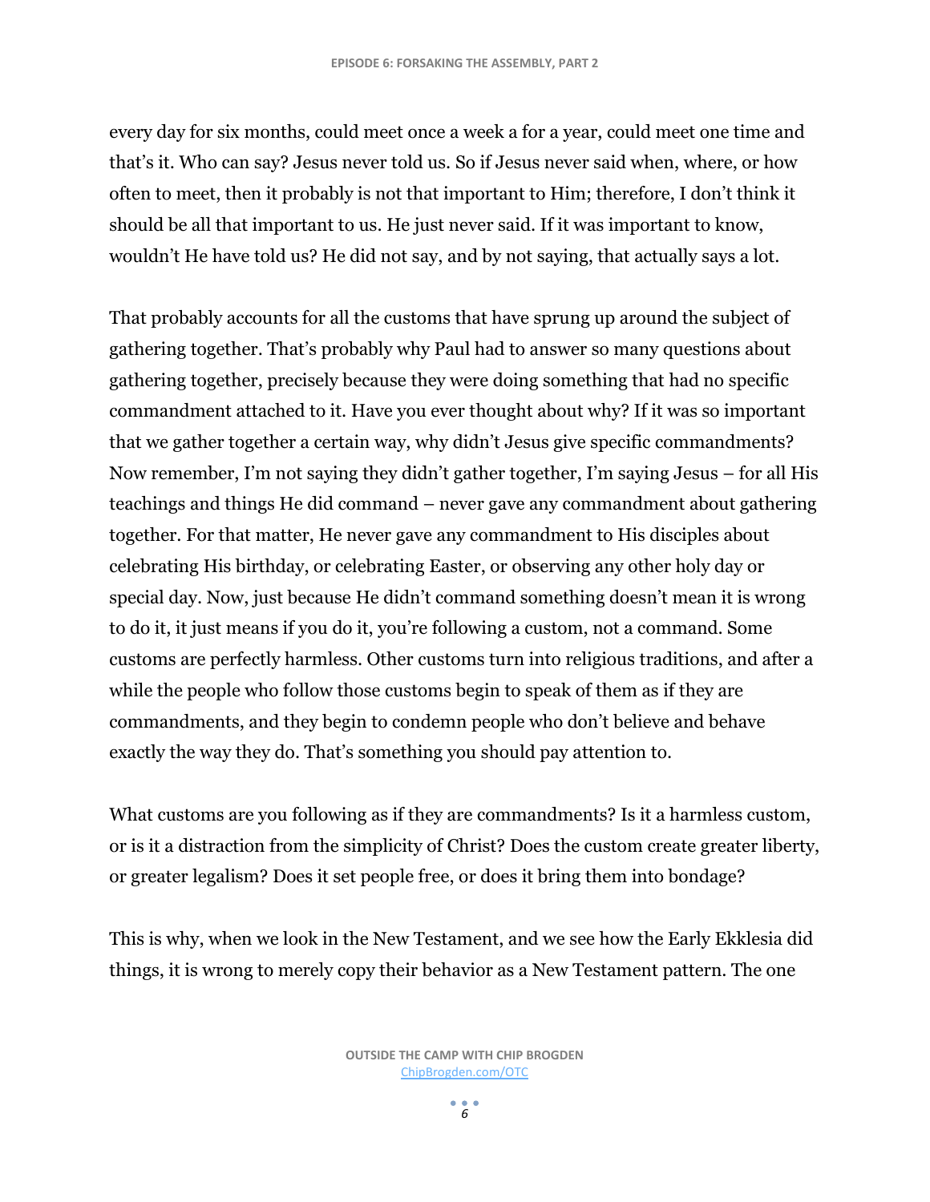every day for six months, could meet once a week a for a year, could meet one time and that's it. Who can say? Jesus never told us. So if Jesus never said when, where, or how often to meet, then it probably is not that important to Him; therefore, I don't think it should be all that important to us. He just never said. If it was important to know, wouldn't He have told us? He did not say, and by not saying, that actually says a lot.

That probably accounts for all the customs that have sprung up around the subject of gathering together. That's probably why Paul had to answer so many questions about gathering together, precisely because they were doing something that had no specific commandment attached to it. Have you ever thought about why? If it was so important that we gather together a certain way, why didn't Jesus give specific commandments? Now remember, I'm not saying they didn't gather together, I'm saying Jesus – for all His teachings and things He did command – never gave any commandment about gathering together. For that matter, He never gave any commandment to His disciples about celebrating His birthday, or celebrating Easter, or observing any other holy day or special day. Now, just because He didn't command something doesn't mean it is wrong to do it, it just means if you do it, you're following a custom, not a command. Some customs are perfectly harmless. Other customs turn into religious traditions, and after a while the people who follow those customs begin to speak of them as if they are commandments, and they begin to condemn people who don't believe and behave exactly the way they do. That's something you should pay attention to.

What customs are you following as if they are commandments? Is it a harmless custom, or is it a distraction from the simplicity of Christ? Does the custom create greater liberty, or greater legalism? Does it set people free, or does it bring them into bondage?

This is why, when we look in the New Testament, and we see how the Early Ekklesia did things, it is wrong to merely copy their behavior as a New Testament pattern. The one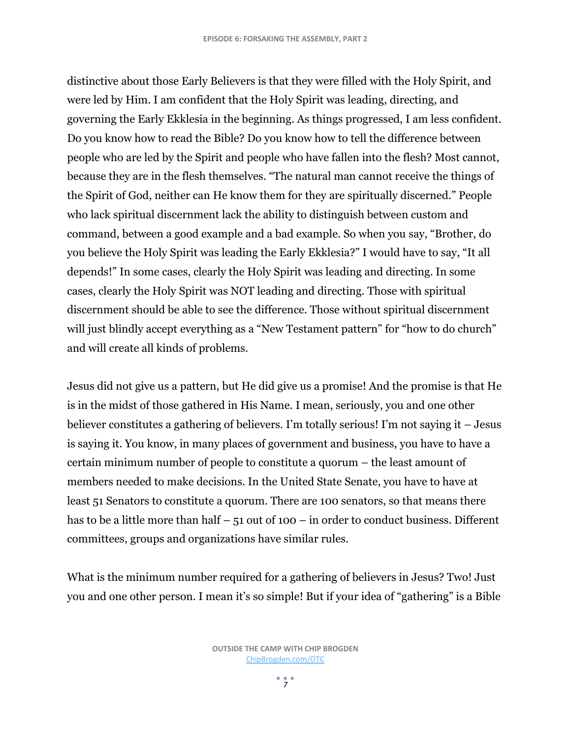distinctive about those Early Believers is that they were filled with the Holy Spirit, and were led by Him. I am confident that the Holy Spirit was leading, directing, and governing the Early Ekklesia in the beginning. As things progressed, I am less confident. Do you know how to read the Bible? Do you know how to tell the difference between people who are led by the Spirit and people who have fallen into the flesh? Most cannot, because they are in the flesh themselves. "The natural man cannot receive the things of the Spirit of God, neither can He know them for they are spiritually discerned." People who lack spiritual discernment lack the ability to distinguish between custom and command, between a good example and a bad example. So when you say, "Brother, do you believe the Holy Spirit was leading the Early Ekklesia?" I would have to say, "It all depends!" In some cases, clearly the Holy Spirit was leading and directing. In some cases, clearly the Holy Spirit was NOT leading and directing. Those with spiritual discernment should be able to see the difference. Those without spiritual discernment will just blindly accept everything as a "New Testament pattern" for "how to do church" and will create all kinds of problems.

Jesus did not give us a pattern, but He did give us a promise! And the promise is that He is in the midst of those gathered in His Name. I mean, seriously, you and one other believer constitutes a gathering of believers. I'm totally serious! I'm not saying it – Jesus is saying it. You know, in many places of government and business, you have to have a certain minimum number of people to constitute a quorum – the least amount of members needed to make decisions. In the United State Senate, you have to have at least 51 Senators to constitute a quorum. There are 100 senators, so that means there has to be a little more than half – 51 out of 100 – in order to conduct business. Different committees, groups and organizations have similar rules.

What is the minimum number required for a gathering of believers in Jesus? Two! Just you and one other person. I mean it's so simple! But if your idea of "gathering" is a Bible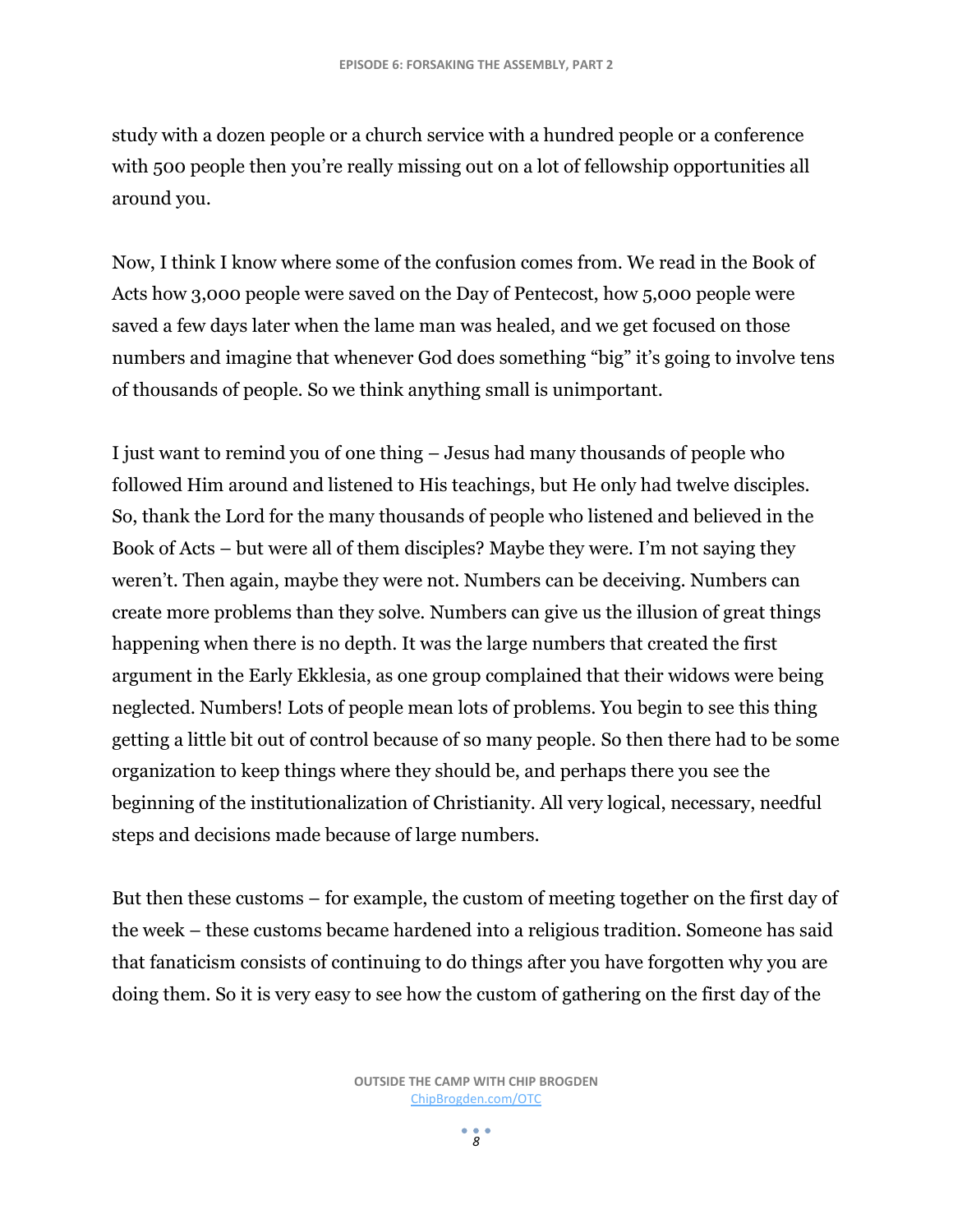study with a dozen people or a church service with a hundred people or a conference with 500 people then you're really missing out on a lot of fellowship opportunities all around you.

Now, I think I know where some of the confusion comes from. We read in the Book of Acts how 3,000 people were saved on the Day of Pentecost, how 5,000 people were saved a few days later when the lame man was healed, and we get focused on those numbers and imagine that whenever God does something "big" it's going to involve tens of thousands of people. So we think anything small is unimportant.

I just want to remind you of one thing – Jesus had many thousands of people who followed Him around and listened to His teachings, but He only had twelve disciples. So, thank the Lord for the many thousands of people who listened and believed in the Book of Acts – but were all of them disciples? Maybe they were. I'm not saying they weren't. Then again, maybe they were not. Numbers can be deceiving. Numbers can create more problems than they solve. Numbers can give us the illusion of great things happening when there is no depth. It was the large numbers that created the first argument in the Early Ekklesia, as one group complained that their widows were being neglected. Numbers! Lots of people mean lots of problems. You begin to see this thing getting a little bit out of control because of so many people. So then there had to be some organization to keep things where they should be, and perhaps there you see the beginning of the institutionalization of Christianity. All very logical, necessary, needful steps and decisions made because of large numbers.

But then these customs – for example, the custom of meeting together on the first day of the week – these customs became hardened into a religious tradition. Someone has said that fanaticism consists of continuing to do things after you have forgotten why you are doing them. So it is very easy to see how the custom of gathering on the first day of the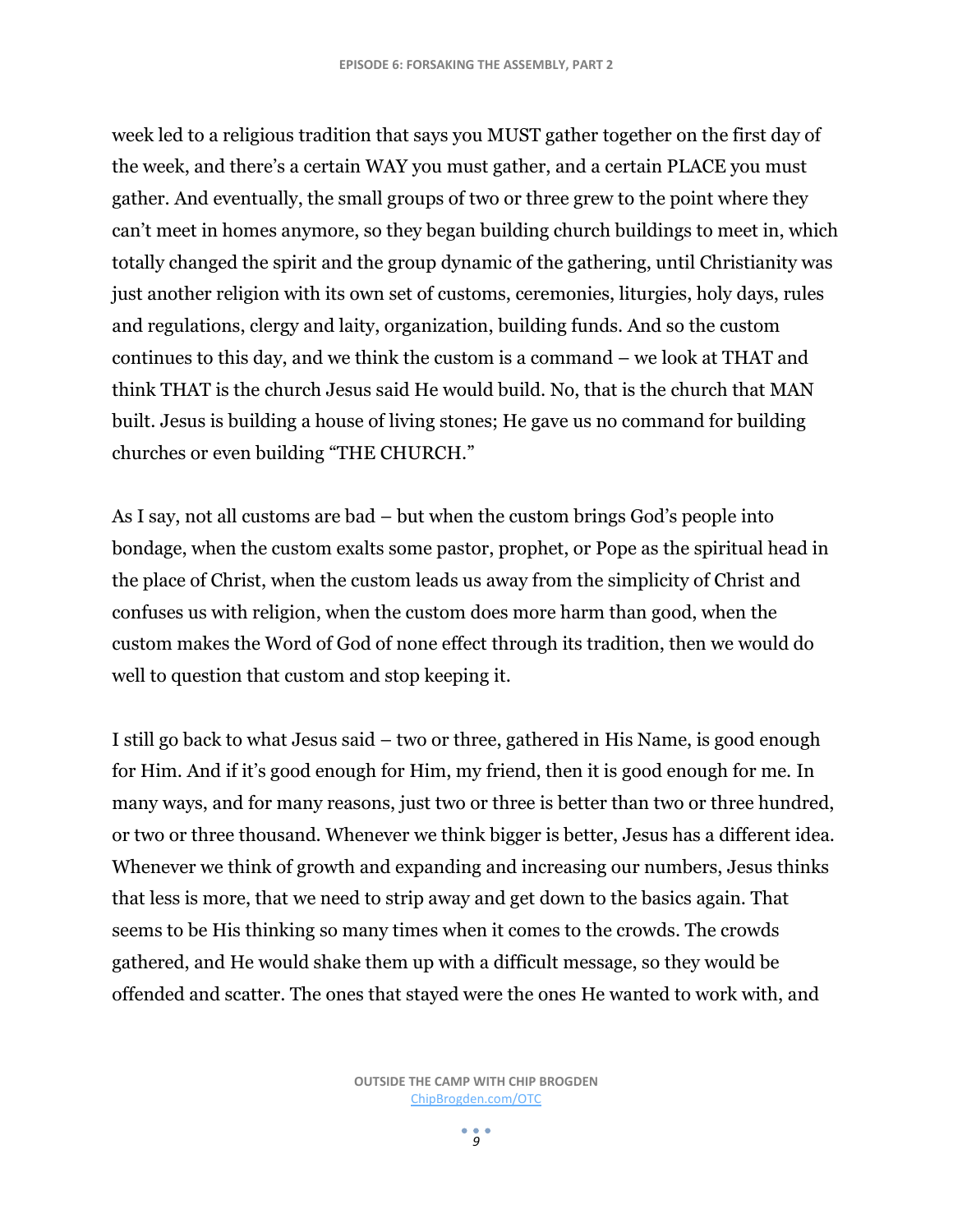week led to a religious tradition that says you MUST gather together on the first day of the week, and there's a certain WAY you must gather, and a certain PLACE you must gather. And eventually, the small groups of two or three grew to the point where they can't meet in homes anymore, so they began building church buildings to meet in, which totally changed the spirit and the group dynamic of the gathering, until Christianity was just another religion with its own set of customs, ceremonies, liturgies, holy days, rules and regulations, clergy and laity, organization, building funds. And so the custom continues to this day, and we think the custom is a command – we look at THAT and think THAT is the church Jesus said He would build. No, that is the church that MAN built. Jesus is building a house of living stones; He gave us no command for building churches or even building "THE CHURCH."

As I say, not all customs are bad – but when the custom brings God's people into bondage, when the custom exalts some pastor, prophet, or Pope as the spiritual head in the place of Christ, when the custom leads us away from the simplicity of Christ and confuses us with religion, when the custom does more harm than good, when the custom makes the Word of God of none effect through its tradition, then we would do well to question that custom and stop keeping it.

I still go back to what Jesus said – two or three, gathered in His Name, is good enough for Him. And if it's good enough for Him, my friend, then it is good enough for me. In many ways, and for many reasons, just two or three is better than two or three hundred, or two or three thousand. Whenever we think bigger is better, Jesus has a different idea. Whenever we think of growth and expanding and increasing our numbers, Jesus thinks that less is more, that we need to strip away and get down to the basics again. That seems to be His thinking so many times when it comes to the crowds. The crowds gathered, and He would shake them up with a difficult message, so they would be offended and scatter. The ones that stayed were the ones He wanted to work with, and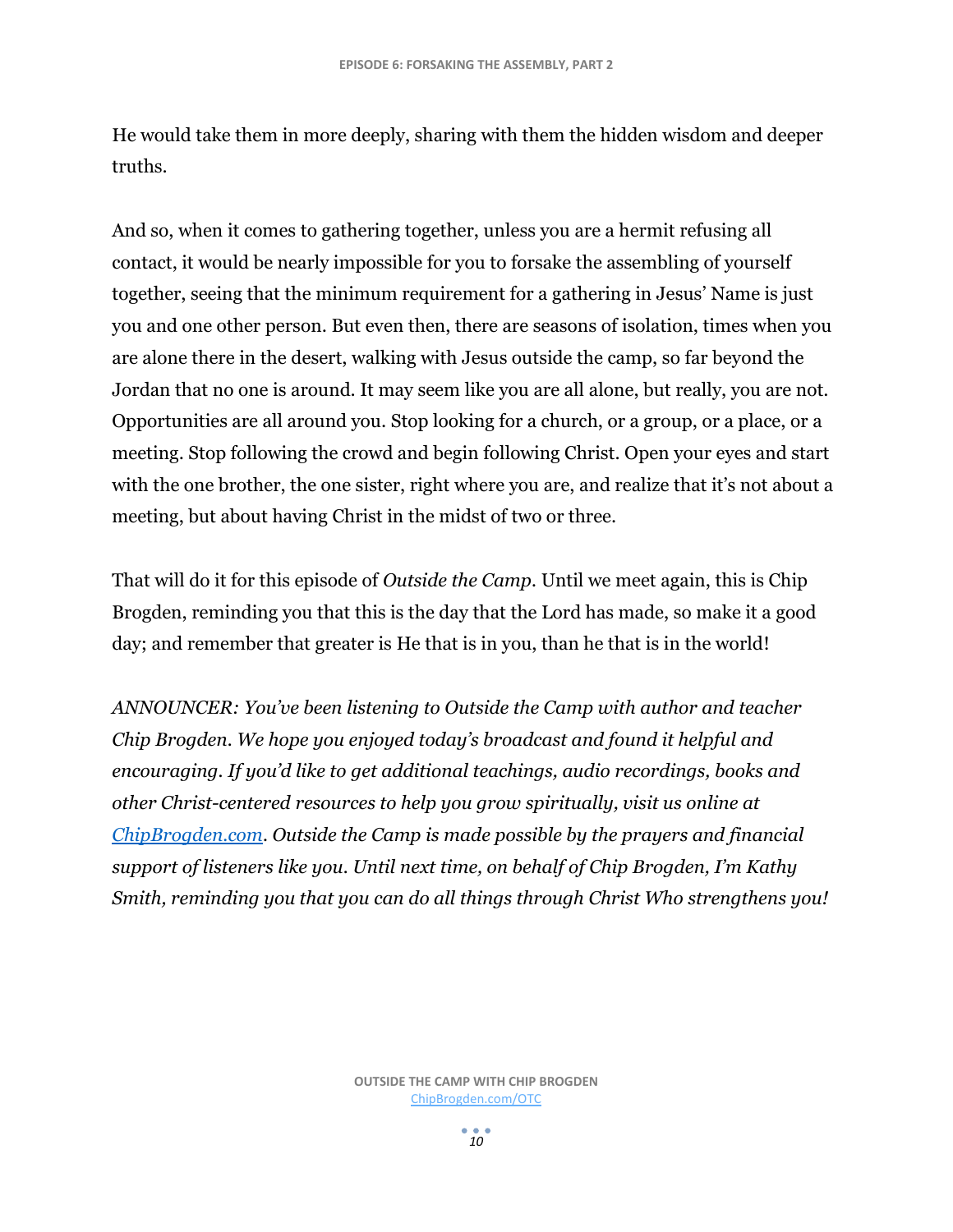He would take them in more deeply, sharing with them the hidden wisdom and deeper truths.

And so, when it comes to gathering together, unless you are a hermit refusing all contact, it would be nearly impossible for you to forsake the assembling of yourself together, seeing that the minimum requirement for a gathering in Jesus' Name is just you and one other person. But even then, there are seasons of isolation, times when you are alone there in the desert, walking with Jesus outside the camp, so far beyond the Jordan that no one is around. It may seem like you are all alone, but really, you are not. Opportunities are all around you. Stop looking for a church, or a group, or a place, or a meeting. Stop following the crowd and begin following Christ. Open your eyes and start with the one brother, the one sister, right where you are, and realize that it's not about a meeting, but about having Christ in the midst of two or three.

That will do it for this episode of *Outside the Camp*. Until we meet again, this is Chip Brogden, reminding you that this is the day that the Lord has made, so make it a good day; and remember that greater is He that is in you, than he that is in the world!

*ANNOUNCER: You've been listening to Outside the Camp with author and teacher Chip Brogden. We hope you enjoyed today's broadcast and found it helpful and encouraging. If you'd like to get additional teachings, audio recordings, books and other Christ-centered resources to help you grow spiritually, visit us online at [ChipBrogden.com](ChipBrogden.com). Outside the Camp is made possible by the prayers and financial support of listeners like you. Until next time, on behalf of Chip Brogden, I'm Kathy Smith, reminding you that you can do all things through Christ Who strengthens you!*